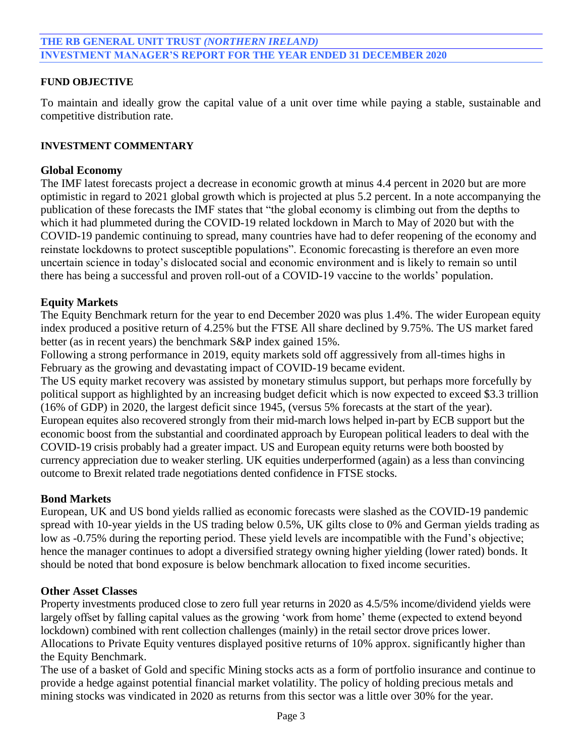# THE RB GENERAL UNIT TRUST *(NORTHERN IRELAND)*
## INVESTMENT MANAGER'S REPORT FOR THE YEAR ENDED 31 DECEMBER 2020

**FUND OBJECTIVE**

To maintain and ideally grow the capital value of a unit over time while paying a stable, sustainable and competitive distribution rate.

**INVESTMENT COMMENTARY**

**Global Economy**

The IMF latest forecasts project a decrease in economic growth at minus 4.4 percent in 2020 but are more optimistic in regard to 2021 global growth which is projected at plus 5.2 percent. In a note accompanying the publication of these forecasts the IMF states that "the global economy is climbing out from the depths to which it had plummeted during the COVID-19 related lockdown in March to May of 2020 but with the COVID-19 pandemic continuing to spread, many countries have had to defer reopening of the economy and reinstate lockdowns to protect susceptible populations". Economic forecasting is therefore an even more uncertain science in today's dislocated social and economic environment and is likely to remain so until there has being a successful and proven roll-out of a COVID-19 vaccine to the worlds' population.

**Equity Markets**

The Equity Benchmark return for the year to end December 2020 was plus 1.4%. The wider European equity index produced a positive return of 4.25% but the FTSE All share declined by 9.75%. The US market fared better (as in recent years) the benchmark S&P index gained 15%.

Following a strong performance in 2019, equity markets sold off aggressively from all-times highs in February as the growing and devastating impact of COVID-19 became evident.

The US equity market recovery was assisted by monetary stimulus support, but perhaps more forcefully by political support as highlighted by an increasing budget deficit which is now expected to exceed $3.3 trillion (16% of GDP) in 2020, the largest deficit since 1945, (versus 5% forecasts at the start of the year).

European equites also recovered strongly from their mid-march lows helped in-part by ECB support but the economic boost from the substantial and coordinated approach by European political leaders to deal with the COVID-19 crisis probably had a greater impact. US and European equity returns were both boosted by currency appreciation due to weaker sterling. UK equities underperformed (again) as a less than convincing outcome to Brexit related trade negotiations dented confidence in FTSE stocks.

**Bond Markets**

European, UK and US bond yields rallied as economic forecasts were slashed as the COVID-19 pandemic spread with 10-year yields in the US trading below 0.5%, UK gilts close to 0% and German yields trading as low as -0.75% during the reporting period. These yield levels are incompatible with the Fund's objective; hence the manager continues to adopt a diversified strategy owning higher yielding (lower rated) bonds. It should be noted that bond exposure is below benchmark allocation to fixed income securities.

**Other Asset Classes**

Property investments produced close to zero full year returns in 2020 as 4.5/5% income/dividend yields were largely offset by falling capital values as the growing 'work from home' theme (expected to extend beyond lockdown) combined with rent collection challenges (mainly) in the retail sector drove prices lower.

Allocations to Private Equity ventures displayed positive returns of 10% approx. significantly higher than the Equity Benchmark.

The use of a basket of Gold and specific Mining stocks acts as a form of portfolio insurance and continue to provide a hedge against potential financial market volatility. The policy of holding precious metals and mining stocks was vindicated in 2020 as returns from this sector was a little over 30% for the year.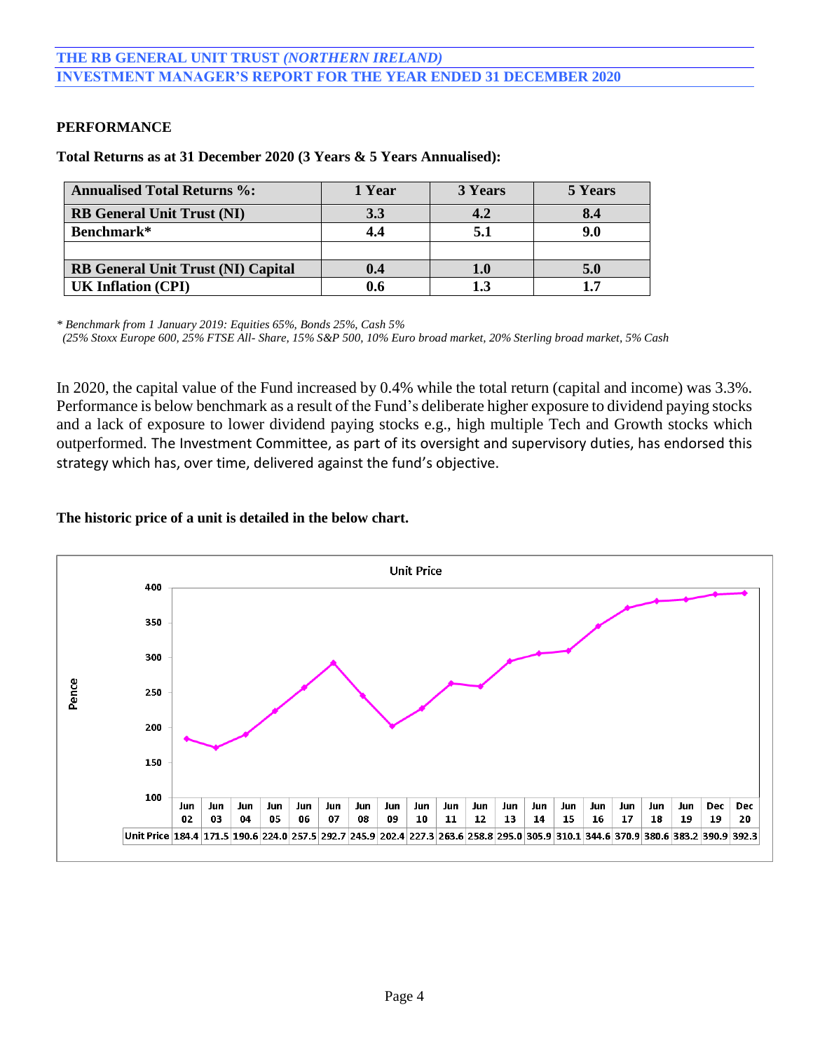**PERFORMANCE**

**Total Returns as at 31 December 2020 (3 Years & 5 Years Annualised):**

| Annualised Total Returns %: | 1 Year | 3 Years | 5 Years |
|---|---|---|---|
| RB General Unit Trust (NI) | 3.3 | 4.2 | 8.4 |
| Benchmark* | 4.4 | 5.1 | 9.0 |
| | | | |
| RB General Unit Trust (NI) Capital | 0.4 | 1.0 | 5.0 |
| UK Inflation (CPI) | 0.6 | 1.3 | 1.7 |

*\* Benchmark from 1 January 2019: Equities 65%, Bonds 25%, Cash 5%*
*(25% Stoxx Europe 600, 25% FTSE All- Share, 15% S&P 500, 10% Euro broad market, 20% Sterling broad market, 5% Cash*

In 2020, the capital value of the Fund increased by 0.4% while the total return (capital and income) was 3.3%. Performance is below benchmark as a result of the Fund's deliberate higher exposure to dividend paying stocks and a lack of exposure to lower dividend paying stocks e.g., high multiple Tech and Growth stocks which outperformed. The Investment Committee, as part of its oversight and supervisory duties, has endorsed this strategy which has, over time, delivered against the fund's objective.

**The historic price of a unit is detailed in the below chart.**

Unit Price

| | Jun 02 | Jun 03 | Jun 04 | Jun 05 | Jun 06 | Jun 07 | Jun 08 | Jun 09 | Jun 10 | Jun 11 | Jun 12 | Jun 13 | Jun 14 | Jun 15 | Jun 16 | Jun 17 | Jun 18 | Jun 19 | Dec 19 | Dec 20 |
|---|---|---|---|---|---|---|---|---|---|---|---|---|---|---|---|---|---|---|---|---|
| Unit Price | 184.4 | 171.5 | 190.6 | 224.0 | 257.5 | 292.7 | 245.9 | 202.4 | 227.3 | 263.6 | 258.8 | 295.0 | 305.9 | 310.1 | 344.6 | 370.9 | 380.6 | 383.2 | 390.9 | 392.3 |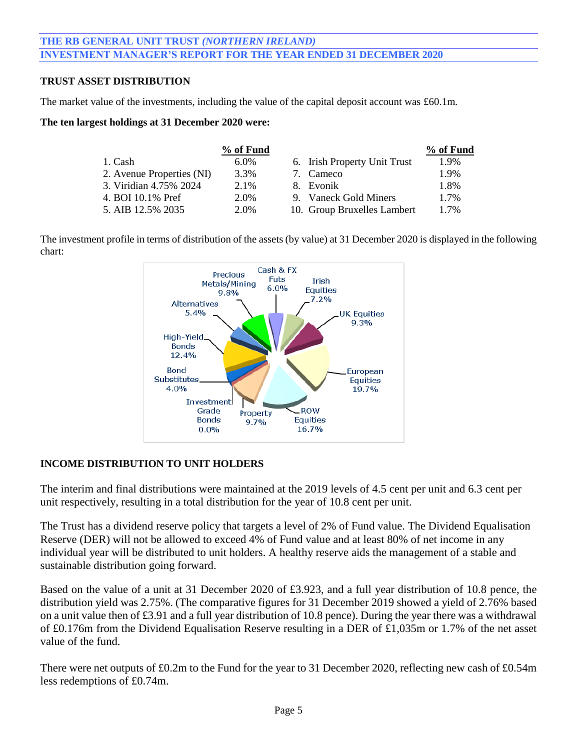## THE RB GENERAL UNIT TRUST *(NORTHERN IRELAND)*
## INVESTMENT MANAGER'S REPORT FOR THE YEAR ENDED 31 DECEMBER 2020

**TRUST ASSET DISTRIBUTION**

The market value of the investments, including the value of the capital deposit account was £60.1m.

**The ten largest holdings at 31 December 2020 were:**

| | % of Fund | | % of Fund |
|---|---|---|---|
| 1. Cash | 6.0% | 6. Irish Property Unit Trust | 1.9% |
| 2. Avenue Properties (NI) | 3.3% | 7. Cameco | 1.9% |
| 3. Viridian 4.75% 2024 | 2.1% | 8. Evonik | 1.8% |
| 4. BOI 10.1% Pref | 2.0% | 9. Vaneck Gold Miners | 1.7% |
| 5. AIB 12.5% 2035 | 2.0% | 10. Group Bruxelles Lambert | 1.7% |

The investment profile in terms of distribution of the assets (by value) at 31 December 2020 is displayed in the following chart:

| Asset class | % |
|---|---|
| Cash & FX Futs | 6.0% |
| Irish Equities | 7.2% |
| UK Equities | 9.3% |
| European Equities | 19.7% |
| ROW Equities | 16.7% |
| Property | 9.7% |
| Investment Grade Bonds | 0.0% |
| Bond Substitutes | 4.0% |
| High-Yield Bonds | 12.4% |
| Alternatives | 5.4% |
| Precious Metals/Mining | 9.8% |

**INCOME DISTRIBUTION TO UNIT HOLDERS**

The interim and final distributions were maintained at the 2019 levels of 4.5 cent per unit and 6.3 cent per unit respectively, resulting in a total distribution for the year of 10.8 cent per unit.

The Trust has a dividend reserve policy that targets a level of 2% of Fund value. The Dividend Equalisation Reserve (DER) will not be allowed to exceed 4% of Fund value and at least 80% of net income in any individual year will be distributed to unit holders. A healthy reserve aids the management of a stable and sustainable distribution going forward.

Based on the value of a unit at 31 December 2020 of £3.923, and a full year distribution of 10.8 pence, the distribution yield was 2.75%. (The comparative figures for 31 December 2019 showed a yield of 2.76% based on a unit value then of £3.91 and a full year distribution of 10.8 pence). During the year there was a withdrawal of £0.176m from the Dividend Equalisation Reserve resulting in a DER of £1,035m or 1.7% of the net asset value of the fund.

There were net outputs of £0.2m to the Fund for the year to 31 December 2020, reflecting new cash of £0.54m less redemptions of £0.74m.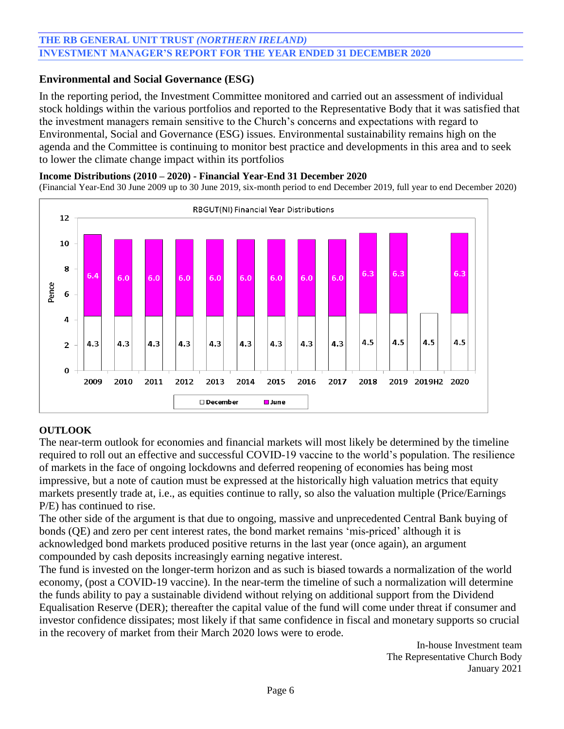**THE RB GENERAL UNIT TRUST *(NORTHERN IRELAND)***
**INVESTMENT MANAGER'S REPORT FOR THE YEAR ENDED 31 DECEMBER 2020**

## Environmental and Social Governance (ESG)

In the reporting period, the Investment Committee monitored and carried out an assessment of individual stock holdings within the various portfolios and reported to the Representative Body that it was satisfied that the investment managers remain sensitive to the Church's concerns and expectations with regard to Environmental, Social and Governance (ESG) issues. Environmental sustainability remains high on the agenda and the Committee is continuing to monitor best practice and developments in this area and to seek to lower the climate change impact within its portfolios

**Income Distributions (2010 – 2020) - Financial Year-End 31 December 2020**
(Financial Year-End 30 June 2009 up to 30 June 2019, six-month period to end December 2019, full year to end December 2020)

RBGUT(NI) Financial Year Distributions

Pence

0
2
4
6
8
10
12

2009: 4.3, 6.4
2010: 4.3, 6.0
2011: 4.3, 6.0
2012: 4.3, 6.0
2013: 4.3, 6.0
2014: 4.3, 6.0
2015: 4.3, 6.0
2016: 4.3, 6.0
2017: 4.3, 6.0
2018: 4.5, 6.3
2019: 4.5, 6.3
2019H2: 4.5
2020: 4.5, 6.3

December
June

## OUTLOOK

The near-term outlook for economies and financial markets will most likely be determined by the timeline required to roll out an effective and successful COVID-19 vaccine to the world's population. The resilience of markets in the face of ongoing lockdowns and deferred reopening of economies has being most impressive, but a note of caution must be expressed at the historically high valuation metrics that equity markets presently trade at, i.e., as equities continue to rally, so also the valuation multiple (Price/Earnings P/E) has continued to rise.

The other side of the argument is that due to ongoing, massive and unprecedented Central Bank buying of bonds (QE) and zero per cent interest rates, the bond market remains 'mis-priced' although it is acknowledged bond markets produced positive returns in the last year (once again), an argument compounded by cash deposits increasingly earning negative interest.

The fund is invested on the longer-term horizon and as such is biased towards a normalization of the world economy, (post a COVID-19 vaccine). In the near-term the timeline of such a normalization will determine the funds ability to pay a sustainable dividend without relying on additional support from the Dividend Equalisation Reserve (DER); thereafter the capital value of the fund will come under threat if consumer and investor confidence dissipates; most likely if that same confidence in fiscal and monetary supports so crucial in the recovery of market from their March 2020 lows were to erode.

In-house Investment team
The Representative Church Body
January 2021